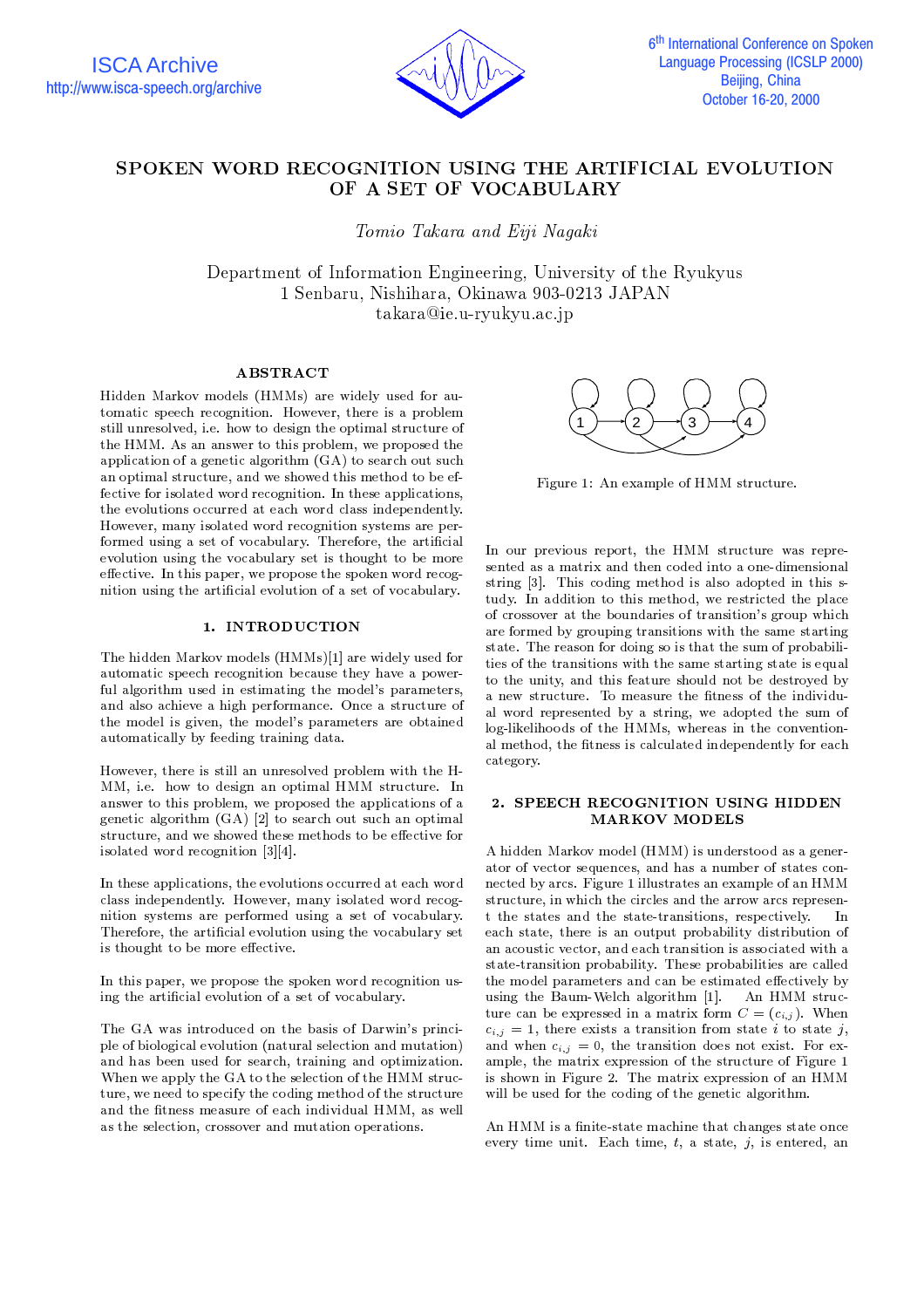# SPOKEN WORD RECOGNITION USING THE ARTIFICIAL EVOLUTION OF A SET OF VOCABULARY

*Tomio Takara and Eiji Nagaki*

Department of Information Engineering, University of the Ryukyus
1 Senbaru, Nishihara, Okinawa 903-0213 JAPAN
takara@ie.u-ryukyu.ac.jp

## ABSTRACT

Hidden Markov models (HMMs) are widely used for automatic speech recognition. However, there is a problem still unresolved, i.e. how to design the optimal structure of the HMM. As an answer to this problem, we proposed the application of a genetic algorithm (GA) to search out such an optimal structure, and we showed this method to be effective for isolated word recognition. In these applications, the evolutions occurred at each word class independently. However, many isolated word recognition systems are performed using a set of vocabulary. Therefore, the artificial evolution using the vocabulary set is thought to be more effective. In this paper, we propose the spoken word recognition using the artificial evolution of a set of vocabulary.

## 1. INTRODUCTION

The hidden Markov models (HMMs)[1] are widely used for automatic speech recognition because they have a powerful algorithm used in estimating the model's parameters, and also achieve a high performance. Once a structure of the model is given, the model's parameters are obtained automatically by feeding training data.

However, there is still an unresolved problem with the HMM, i.e. how to design an optimal HMM structure. In answer to this problem, we proposed the applications of a genetic algorithm (GA) [2] to search out such an optimal structure, and we showed these methods to be effective for isolated word recognition [3][4].

In these applications, the evolutions occurred at each word class independently. However, many isolated word recognition systems are performed using a set of vocabulary. Therefore, the artificial evolution using the vocabulary set is thought to be more effective.

In this paper, we propose the spoken word recognition using the artificial evolution of a set of vocabulary.

The GA was introduced on the basis of Darwin's principle of biological evolution (natural selection and mutation) and has been used for search, training and optimization. When we apply the GA to the selection of the HMM structure, we need to specify the coding method of the structure and the fitness measure of each individual HMM, as well as the selection, crossover and mutation operations.

Figure 1: An example of HMM structure.

In our previous report, the HMM structure was represented as a matrix and then coded into a one-dimensional string [3]. This coding method is also adopted in this study. In addition to this method, we restricted the place of crossover at the boundaries of transition's group which are formed by grouping transitions with the same starting state. The reason for doing so is that the sum of probabilities of the transitions with the same starting state is equal to the unity, and this feature should not be destroyed by a new structure. To measure the fitness of the individual word represented by a string, we adopted the sum of log-likelihoods of the HMMs, whereas in the conventional method, the fitness is calculated independently for each category.

## 2. SPEECH RECOGNITION USING HIDDEN MARKOV MODELS

A hidden Markov model (HMM) is understood as a generator of vector sequences, and has a number of states connected by arcs. Figure 1 illustrates an example of an HMM structure, in which the circles and the arrow arcs represent the states and the state-transitions, respectively. In each state, there is an output probability distribution of an acoustic vector, and each transition is associated with a state-transition probability. These probabilities are called the model parameters and can be estimated effectively by using the Baum-Welch algorithm [1]. An HMM structure can be expressed in a matrix form $C = (c_{i,j})$. When $c_{i,j} = 1$, there exists a transition from state $i$ to state $j$, and when $c_{i,j} = 0$, the transition does not exist. For example, the matrix expression of the structure of Figure 1 is shown in Figure 2. The matrix expression of an HMM will be used for the coding of the genetic algorithm.

An HMM is a finite-state machine that changes state once every time unit. Each time, $t$, a state, $j$, is entered, an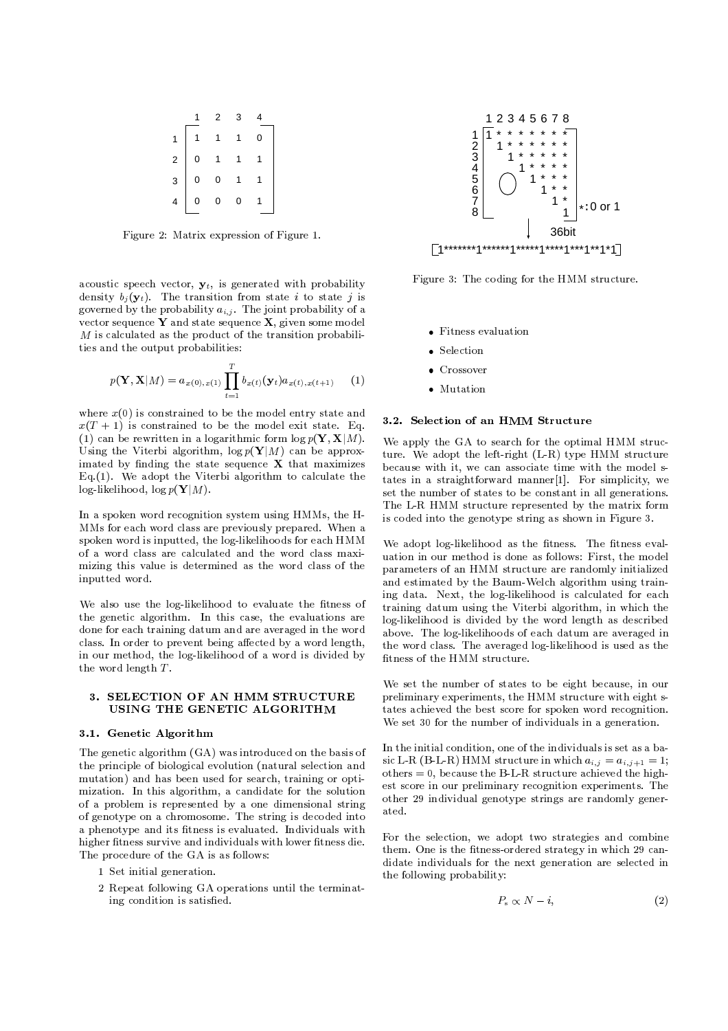|   | 1 | 2 | 3 | 4 |
|---|---|---|---|---|
| 1 | 1 | 1 | 1 | 0 |
| 2 | 0 | 1 | 1 | 1 |
| 3 | 0 | 0 | 1 | 1 |
| 4 | 0 | 0 | 0 | 1 |

Figure 2: Matrix expression of Figure 1.

acoustic speech vector, $\mathbf{y}_t$, is generated with probability density $b_j(\mathbf{y}_t)$. The transition from state $i$ to state $j$ is governed by the probability $a_{i,j}$. The joint probability of a vector sequence $\mathbf{Y}$ and state sequence $\mathbf{X}$, given some model $M$ is calculated as the product of the transition probabilities and the output probabilities:

$$p(\mathbf{Y}, \mathbf{X}|M) = a_{x(0),x(1)} \prod_{t=1}^{T} b_{x(t)}(\mathbf{y}_t) a_{x(t),x(t+1)} \quad (1)$$

where $x(0)$ is constrained to be the model entry state and $x(T+1)$ is constrained to be the model exit state. Eq. (1) can be rewritten in a logarithmic form $\log p(\mathbf{Y}, \mathbf{X}|M)$. Using the Viterbi algorithm, $\log p(\mathbf{Y}|M)$ can be approximated by finding the state sequence $\mathbf{X}$ that maximizes Eq.(1). We adopt the Viterbi algorithm to calculate the log-likelihood, $\log p(\mathbf{Y}|M)$.

In a spoken word recognition system using HMMs, the HMMs for each word class are previously prepared. When a spoken word is inputted, the log-likelihoods for each HMM of a word class are calculated and the word class maximizing this value is determined as the word class of the inputted word.

We also use the log-likelihood to evaluate the fitness of the genetic algorithm. In this case, the evaluations are done for each training datum and are averaged in the word class. In order to prevent being affected by a word length, in our method, the log-likelihood of a word is divided by the word length $T$.

## 3. SELECTION OF AN HMM STRUCTURE USING THE GENETIC ALGORITHM

### 3.1. Genetic Algorithm

The genetic algorithm (GA) was introduced on the basis of the principle of biological evolution (natural selection and mutation) and has been used for search, training or optimization. In this algorithm, a candidate for the solution of a problem is represented by a one dimensional string of genotype on a chromosome. The string is decoded into a phenotype and its fitness is evaluated. Individuals with higher fitness survive and individuals with lower fitness die. The procedure of the GA is as follows:

1 Set initial generation.

2 Repeat following GA operations until the terminating condition is satisfied.

- Fitness evaluation
- Selection
- Crossover
- Mutation

```
   1 2 3 4 5 6 7 8
1 [1 * * * * * * *
2    1 * * * * * *
3      1 * * * * *
4        1 * * * *
5   0      1 * * *
6            1 * *
7              1 *
8                1 ]   *:0 or 1
         |
         v  36bit
[1*******1******1*****1****1***1**1*1]
```

Figure 3: The coding for the HMM structure.

### 3.2. Selection of an HMM Structure

We apply the GA to search for the optimal HMM structure. We adopt the left-right (L-R) type HMM structure because with it, we can associate time with the model states in a straightforward manner[1]. For simplicity, we set the number of states to be constant in all generations. The L-R HMM structure represented by the matrix form is coded into the genotype string as shown in Figure 3.

We adopt log-likelihood as the fitness. The fitness evaluation in our method is done as follows: First, the model parameters of an HMM structure are randomly initialized and estimated by the Baum-Welch algorithm using training data. Next, the log-likelihood is calculated for each training datum using the Viterbi algorithm, in which the log-likelihood is divided by the word length as described above. The log-likelihoods of each datum are averaged in the word class. The averaged log-likelihood is used as the fitness of the HMM structure.

We set the number of states to be eight because, in our preliminary experiments, the HMM structure with eight states achieved the best score for spoken word recognition. We set 30 for the number of individuals in a generation.

In the initial condition, one of the individuals is set as a basic L-R (B-L-R) HMM structure in which $a_{i,j} = a_{i,j+1} = 1$; others $= 0$, because the B-L-R structure achieved the highest score in our preliminary recognition experiments. The other 29 individual genotype strings are randomly generated.

For the selection, we adopt two strategies and combine them. One is the fitness-ordered strategy in which 29 candidate individuals for the next generation are selected in the following probability:

$$P_s \propto N - i, \quad (2)$$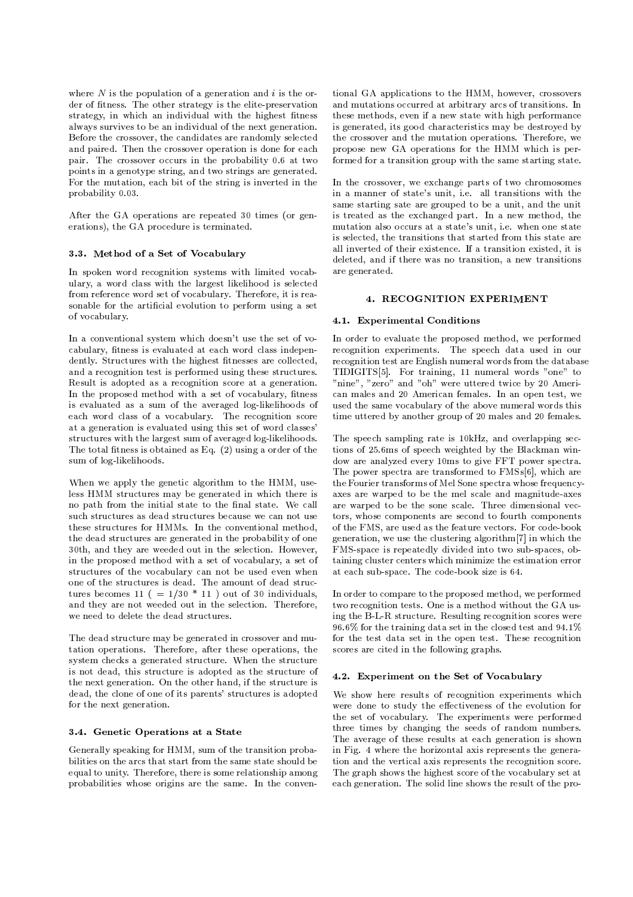where $N$ is the population of a generation and $i$ is the order of fitness. The other strategy is the elite-preservation strategy, in which an individual with the highest fitness always survives to be an individual of the next generation. Before the crossover, the candidates are randomly selected and paired. Then the crossover operation is done for each pair. The crossover occurs in the probability 0.6 at two points in a genotype string, and two strings are generated. For the mutation, each bit of the string is inverted in the probability 0.03.

After the GA operations are repeated 30 times (or generations), the GA procedure is terminated.

### 3.3. Method of a Set of Vocabulary

In spoken word recognition systems with limited vocabulary, a word class with the largest likelihood is selected from reference word set of vocabulary. Therefore, it is reasonable for the artificial evolution to perform using a set of vocabulary.

In a conventional system which doesn't use the set of vocabulary, fitness is evaluated at each word class independently. Structures with the highest fitnesses are collected, and a recognition test is performed using these structures. Result is adopted as a recognition score at a generation. In the proposed method with a set of vocabulary, fitness is evaluated as a sum of the averaged log-likelihoods of each word class of a vocabulary. The recognition score at a generation is evaluated using this set of word classes' structures with the largest sum of averaged log-likelihoods. The total fitness is obtained as Eq. (2) using a order of the sum of log-likelihoods.

When we apply the genetic algorithm to the HMM, useless HMM structures may be generated in which there is no path from the initial state to the final state. We call such structures as dead structures because we can not use these structures for HMMs. In the conventional method, the dead structures are generated in the probability of one 30th, and they are weeded out in the selection. However, in the proposed method with a set of vocabulary, a set of structures of the vocabulary can not be used even when one of the structures is dead. The amount of dead structures becomes 11 ( = 1/30 * 11 ) out of 30 individuals, and they are not weeded out in the selection. Therefore, we need to delete the dead structures.

The dead structure may be generated in crossover and mutation operations. Therefore, after these operations, the system checks a generated structure. When the structure is not dead, this structure is adopted as the structure of the next generation. On the other hand, if the structure is dead, the clone of one of its parents' structures is adopted for the next generation.

### 3.4. Genetic Operations at a State

Generally speaking for HMM, sum of the transition probabilities on the arcs that start from the same state should be equal to unity. Therefore, there is some relationship among probabilities whose origins are the same. In the conventional GA applications to the HMM, however, crossovers and mutations occurred at arbitrary arcs of transitions. In these methods, even if a new state with high performance is generated, its good characteristics may be destroyed by the crossover and the mutation operations. Therefore, we propose new GA operations for the HMM which is performed for a transition group with the same starting state.

In the crossover, we exchange parts of two chromosomes in a manner of state's unit, i.e. all transitions with the same starting sate are grouped to be a unit, and the unit is treated as the exchanged part. In a new method, the mutation also occurs at a state's unit, i.e. when one state is selected, the transitions that started from this state are all inverted of their existence. If a transition existed, it is deleted, and if there was no transition, a new transitions are generated.

## 4. RECOGNITION EXPERIMENT

### 4.1. Experimental Conditions

In order to evaluate the proposed method, we performed recognition experiments. The speech data used in our recognition test are English numeral words from the database TIDIGITS[5]. For training, 11 numeral words "one" to "nine", "zero" and "oh" were uttered twice by 20 American males and 20 American females. In an open test, we used the same vocabulary of the above numeral words this time uttered by another group of 20 males and 20 females.

The speech sampling rate is 10kHz, and overlapping sections of 25.6ms of speech weighted by the Blackman window are analyzed every 10ms to give FFT power spectra. The power spectra are transformed to FMSs[6], which are the Fourier transforms of Mel Sone spectra whose frequency-axes are warped to be the mel scale and magnitude-axes are warped to be the sone scale. Three dimensional vectors, whose components are second to fourth components of the FMS, are used as the feature vectors. For code-book generation, we use the clustering algorithm[7] in which the FMS-space is repeatedly divided into two sub-spaces, obtaining cluster centers which minimize the estimation error at each sub-space. The code-book size is 64.

In order to compare to the proposed method, we performed two recognition tests. One is a method without the GA using the B-L-R structure. Resulting recognition scores were 96.6% for the training data set in the closed test and 94.1% for the test data set in the open test. These recognition scores are cited in the following graphs.

### 4.2. Experiment on the Set of Vocabulary

We show here results of recognition experiments which were done to study the effectiveness of the evolution for the set of vocabulary. The experiments were performed three times by changing the seeds of random numbers. The average of these results at each generation is shown in Fig. 4 where the horizontal axis represents the generation and the vertical axis represents the recognition score. The graph shows the highest score of the vocabulary set at each generation. The solid line shows the result of the pro-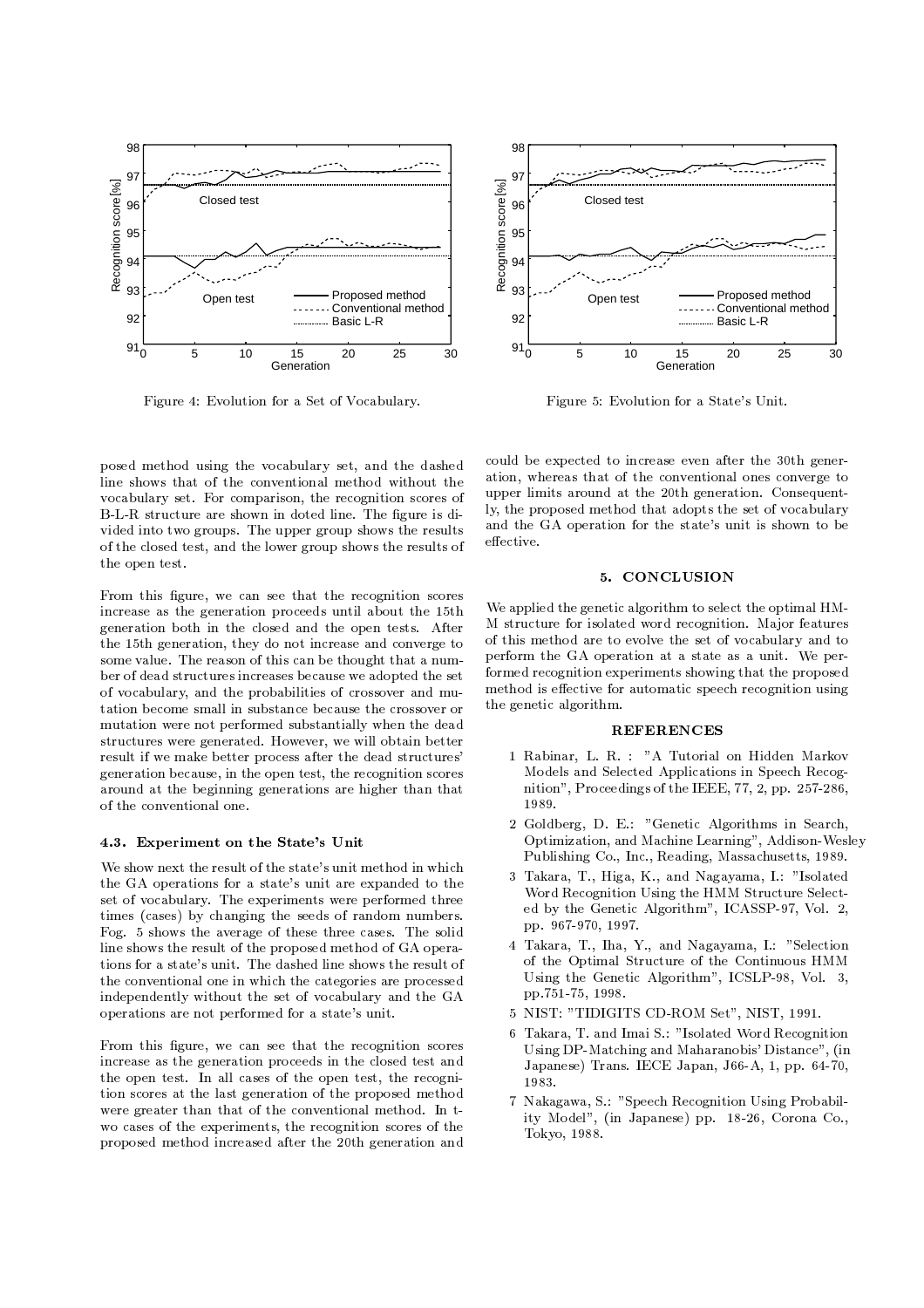98

97

96

95

94

93

92

91

Recognition score [%]

0 5 10 15 20 25 30

Generation

Closed test

Open test

Proposed method

Conventional method

Basic L-R

Figure 4: Evolution for a Set of Vocabulary.

98

97

96

95

94

93

92

91

Recognition score [%]

0 5 10 15 20 25 30

Generation

Closed test

Open test

Proposed method

Conventional method

Basic L-R

Figure 5: Evolution for a State's Unit.

posed method using the vocabulary set, and the dashed line shows that of the conventional method without the vocabulary set. For comparison, the recognition scores of B-L-R structure are shown in doted line. The figure is divided into two groups. The upper group shows the results of the closed test, and the lower group shows the results of the open test.

From this figure, we can see that the recognition scores increase as the generation proceeds until about the 15th generation both in the closed and the open tests. After the 15th generation, they do not increase and converge to some value. The reason of this can be thought that a number of dead structures increases because we adopted the set of vocabulary, and the probabilities of crossover and mutation become small in substance because the crossover or mutation were not performed substantially when the dead structures were generated. However, we will obtain better result if we make better process after the dead structures' generation because, in the open test, the recognition scores around at the beginning generations are higher than that of the conventional one.

### 4.3. Experiment on the State's Unit

We show next the result of the state's unit method in which the GA operations for a state's unit are expanded to the set of vocabulary. The experiments were performed three times (cases) by changing the seeds of random numbers. Fog. 5 shows the average of these three cases. The solid line shows the result of the proposed method of GA operations for a state's unit. The dashed line shows the result of the conventional one in which the categories are processed independently without the set of vocabulary and the GA operations are not performed for a state's unit.

From this figure, we can see that the recognition scores increase as the generation proceeds in the closed test and the open test. In all cases of the open test, the recognition scores at the last generation of the proposed method were greater than that of the conventional method. In two cases of the experiments, the recognition scores of the proposed method increased after the 20th generation and could be expected to increase even after the 30th generation, whereas that of the conventional ones converge to upper limits around at the 20th generation. Consequently, the proposed method that adopts the set of vocabulary and the GA operation for the state's unit is shown to be effective.

## 5. CONCLUSION

We applied the genetic algorithm to select the optimal HMM structure for isolated word recognition. Major features of this method are to evolve the set of vocabulary and to perform the GA operation at a state as a unit. We performed recognition experiments showing that the proposed method is effective for automatic speech recognition using the genetic algorithm.

## REFERENCES

1. Rabinar, L. R. : "A Tutorial on Hidden Markov Models and Selected Applications in Speech Recognition", Proceedings of the IEEE, 77, 2, pp. 257-286, 1989.
2. Goldberg, D. E.: "Genetic Algorithms in Search, Optimization, and Machine Learning", Addison-Wesley Publishing Co., Inc., Reading, Massachusetts, 1989.
3. Takara, T., Higa, K., and Nagayama, I.: "Isolated Word Recognition Using the HMM Structure Selected by the Genetic Algorithm", ICASSP-97, Vol. 2, pp. 967-970, 1997.
4. Takara, T., Iha, Y., and Nagayama, I.: "Selection of the Optimal Structure of the Continuous HMM Using the Genetic Algorithm", ICSLP-98, Vol. 3, pp.751-75, 1998.
5. NIST: "TIDIGITS CD-ROM Set", NIST, 1991.
6. Takara, T. and Imai S.: "Isolated Word Recognition Using DP-Matching and Maharanobis' Distance", (in Japanese) Trans. IECE Japan, J66-A, 1, pp. 64-70, 1983.
7. Nakagawa, S.: "Speech Recognition Using Probability Model", (in Japanese) pp. 18-26, Corona Co., Tokyo, 1988.